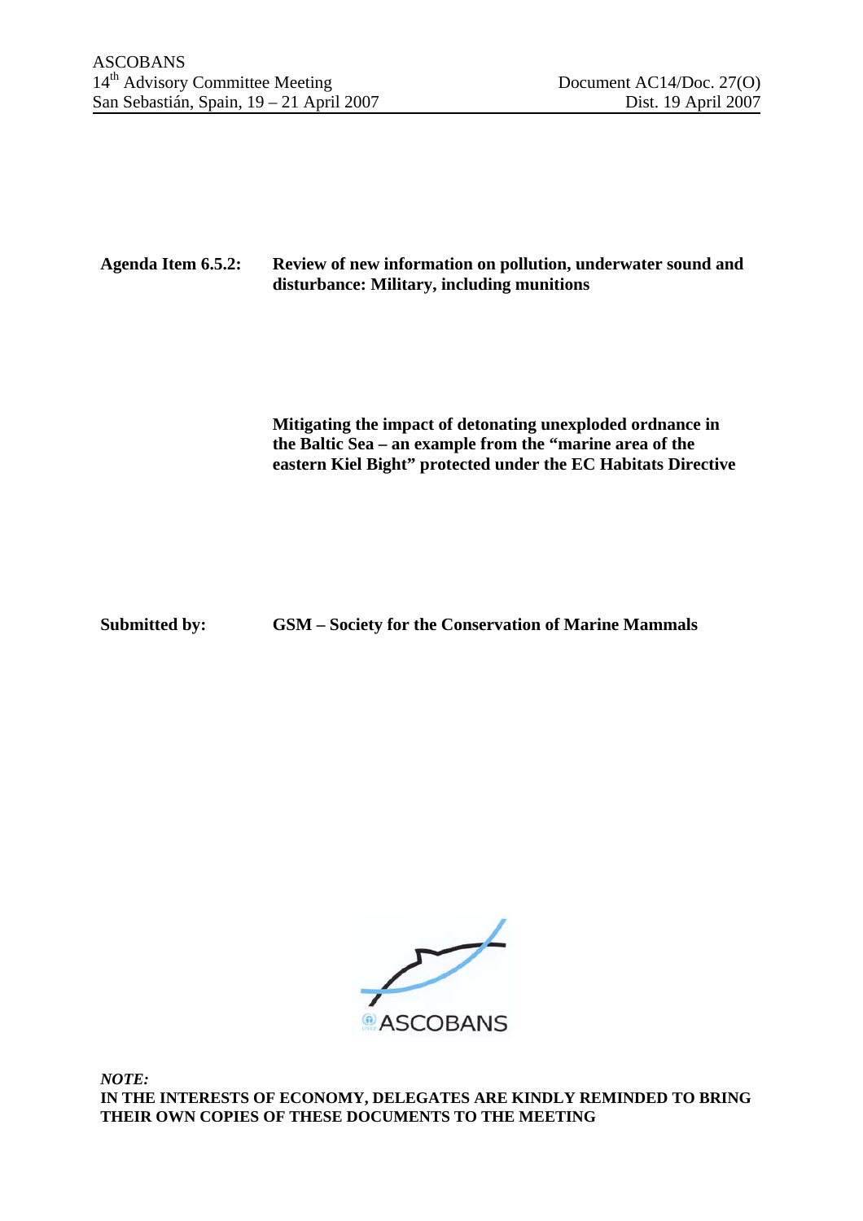ASCOBANS
14th Advisory Committee Meeting
San Sebastián, Spain, 19 – 21 April 2007

Document AC14/Doc. 27(O)
Dist. 19 April 2007

**Agenda Item 6.5.2:** **Review of new information on pollution, underwater sound and disturbance: Military, including munitions**

**Mitigating the impact of detonating unexploded ordnance in the Baltic Sea – an example from the "marine area of the eastern Kiel Bight" protected under the EC Habitats Directive**

**Submitted by:** **GSM – Society for the Conservation of Marine Mammals**

ASCOBANS

***NOTE:***
**IN THE INTERESTS OF ECONOMY, DELEGATES ARE KINDLY REMINDED TO BRING THEIR OWN COPIES OF THESE DOCUMENTS TO THE MEETING**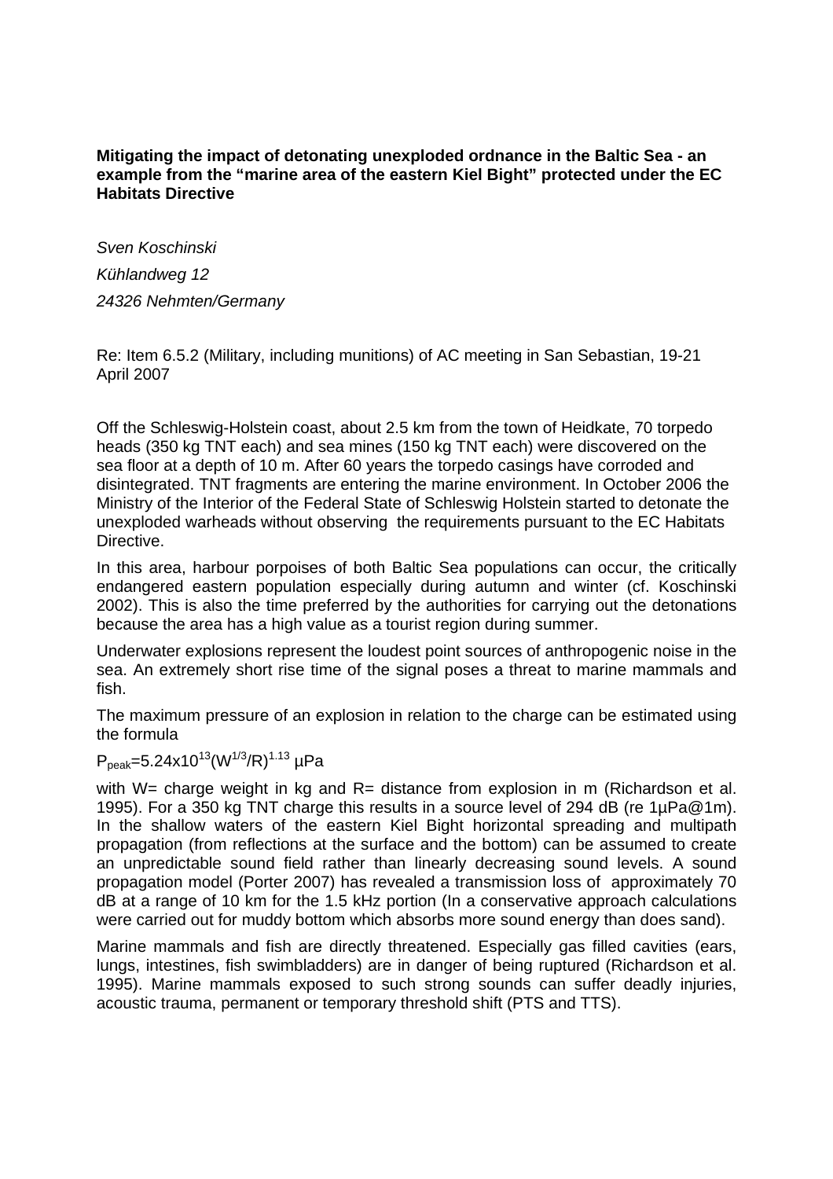**Mitigating the impact of detonating unexploded ordnance in the Baltic Sea - an example from the "marine area of the eastern Kiel Bight" protected under the EC Habitats Directive**

*Sven Koschinski*

*Kühlandweg 12*

*24326 Nehmten/Germany*

Re: Item 6.5.2 (Military, including munitions) of AC meeting in San Sebastian, 19-21 April 2007

Off the Schleswig-Holstein coast, about 2.5 km from the town of Heidkate, 70 torpedo heads (350 kg TNT each) and sea mines (150 kg TNT each) were discovered on the sea floor at a depth of 10 m. After 60 years the torpedo casings have corroded and disintegrated. TNT fragments are entering the marine environment. In October 2006 the Ministry of the Interior of the Federal State of Schleswig Holstein started to detonate the unexploded warheads without observing the requirements pursuant to the EC Habitats Directive.

In this area, harbour porpoises of both Baltic Sea populations can occur, the critically endangered eastern population especially during autumn and winter (cf. Koschinski 2002). This is also the time preferred by the authorities for carrying out the detonations because the area has a high value as a tourist region during summer.

Underwater explosions represent the loudest point sources of anthropogenic noise in the sea. An extremely short rise time of the signal poses a threat to marine mammals and fish.

The maximum pressure of an explosion in relation to the charge can be estimated using the formula

$P_{peak}=5.24 \times 10^{13}(W^{1/3}/R)^{1.13}$ µPa

with W= charge weight in kg and R= distance from explosion in m (Richardson et al. 1995). For a 350 kg TNT charge this results in a source level of 294 dB (re 1µPa@1m). In the shallow waters of the eastern Kiel Bight horizontal spreading and multipath propagation (from reflections at the surface and the bottom) can be assumed to create an unpredictable sound field rather than linearly decreasing sound levels. A sound propagation model (Porter 2007) has revealed a transmission loss of approximately 70 dB at a range of 10 km for the 1.5 kHz portion (In a conservative approach calculations were carried out for muddy bottom which absorbs more sound energy than does sand).

Marine mammals and fish are directly threatened. Especially gas filled cavities (ears, lungs, intestines, fish swimbladders) are in danger of being ruptured (Richardson et al. 1995). Marine mammals exposed to such strong sounds can suffer deadly injuries, acoustic trauma, permanent or temporary threshold shift (PTS and TTS).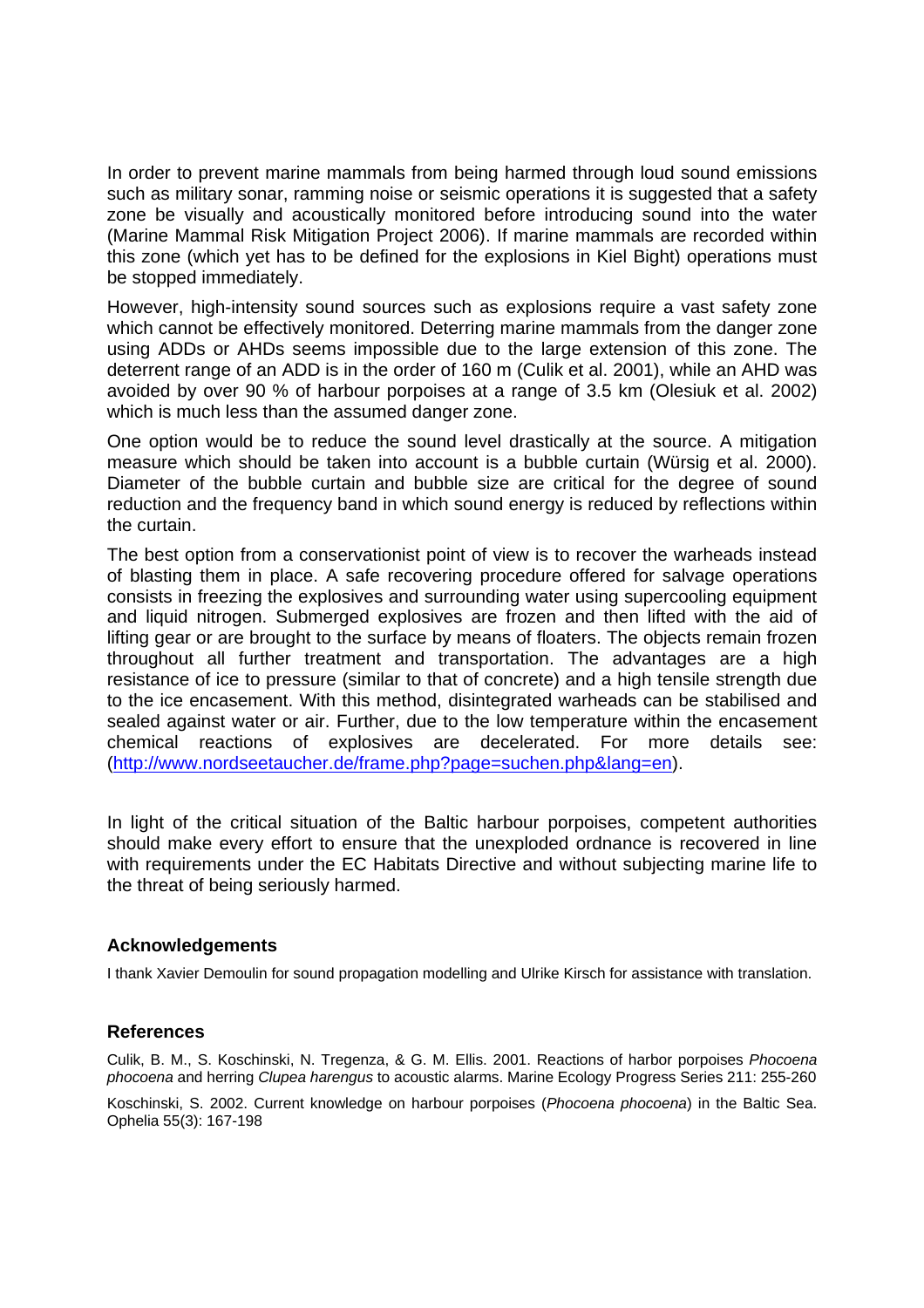In order to prevent marine mammals from being harmed through loud sound emissions such as military sonar, ramming noise or seismic operations it is suggested that a safety zone be visually and acoustically monitored before introducing sound into the water (Marine Mammal Risk Mitigation Project 2006). If marine mammals are recorded within this zone (which yet has to be defined for the explosions in Kiel Bight) operations must be stopped immediately.

However, high-intensity sound sources such as explosions require a vast safety zone which cannot be effectively monitored. Deterring marine mammals from the danger zone using ADDs or AHDs seems impossible due to the large extension of this zone. The deterrent range of an ADD is in the order of 160 m (Culik et al. 2001), while an AHD was avoided by over 90 % of harbour porpoises at a range of 3.5 km (Olesiuk et al. 2002) which is much less than the assumed danger zone.

One option would be to reduce the sound level drastically at the source. A mitigation measure which should be taken into account is a bubble curtain (Würsig et al. 2000). Diameter of the bubble curtain and bubble size are critical for the degree of sound reduction and the frequency band in which sound energy is reduced by reflections within the curtain.

The best option from a conservationist point of view is to recover the warheads instead of blasting them in place. A safe recovering procedure offered for salvage operations consists in freezing the explosives and surrounding water using supercooling equipment and liquid nitrogen. Submerged explosives are frozen and then lifted with the aid of lifting gear or are brought to the surface by means of floaters. The objects remain frozen throughout all further treatment and transportation. The advantages are a high resistance of ice to pressure (similar to that of concrete) and a high tensile strength due to the ice encasement. With this method, disintegrated warheads can be stabilised and sealed against water or air. Further, due to the low temperature within the encasement chemical reactions of explosives are decelerated. For more details see: (http://www.nordseetaucher.de/frame.php?page=suchen.php&lang=en).

In light of the critical situation of the Baltic harbour porpoises, competent authorities should make every effort to ensure that the unexploded ordnance is recovered in line with requirements under the EC Habitats Directive and without subjecting marine life to the threat of being seriously harmed.

## Acknowledgements

I thank Xavier Demoulin for sound propagation modelling and Ulrike Kirsch for assistance with translation.

## References

Culik, B. M., S. Koschinski, N. Tregenza, & G. M. Ellis. 2001. Reactions of harbor porpoises *Phocoena phocoena* and herring *Clupea harengus* to acoustic alarms. Marine Ecology Progress Series 211: 255-260

Koschinski, S. 2002. Current knowledge on harbour porpoises (*Phocoena phocoena*) in the Baltic Sea. Ophelia 55(3): 167-198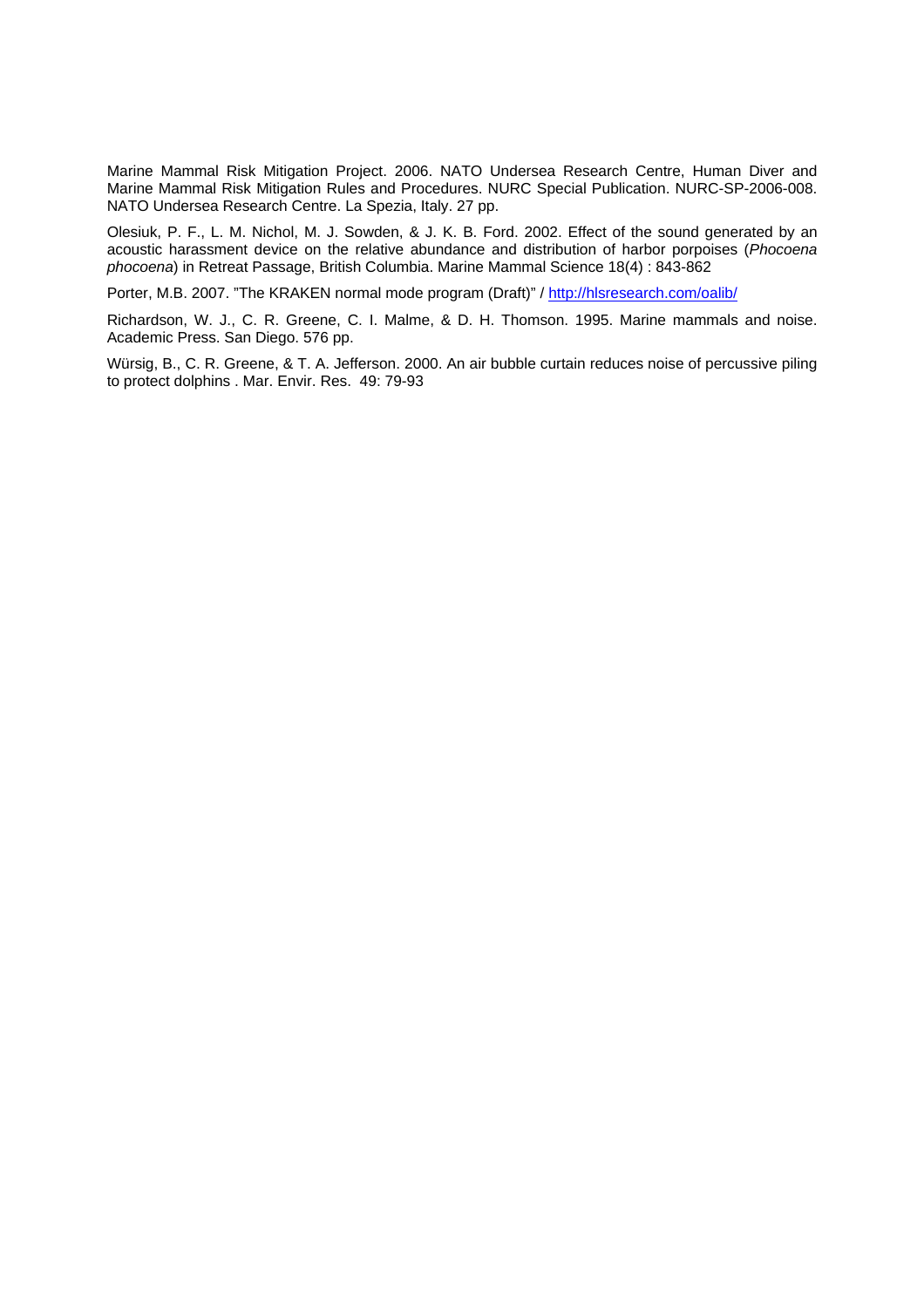Marine Mammal Risk Mitigation Project. 2006. NATO Undersea Research Centre, Human Diver and Marine Mammal Risk Mitigation Rules and Procedures. NURC Special Publication. NURC-SP-2006-008. NATO Undersea Research Centre. La Spezia, Italy. 27 pp.

Olesiuk, P. F., L. M. Nichol, M. J. Sowden, & J. K. B. Ford. 2002. Effect of the sound generated by an acoustic harassment device on the relative abundance and distribution of harbor porpoises (*Phocoena phocoena*) in Retreat Passage, British Columbia. Marine Mammal Science 18(4) : 843-862

Porter, M.B. 2007. "The KRAKEN normal mode program (Draft)" / [http://hlsresearch.com/oalib/](http://hlsresearch.com/oalib/)

Richardson, W. J., C. R. Greene, C. I. Malme, & D. H. Thomson. 1995. Marine mammals and noise. Academic Press. San Diego. 576 pp.

Würsig, B., C. R. Greene, & T. A. Jefferson. 2000. An air bubble curtain reduces noise of percussive piling to protect dolphins . Mar. Envir. Res. 49: 79-93